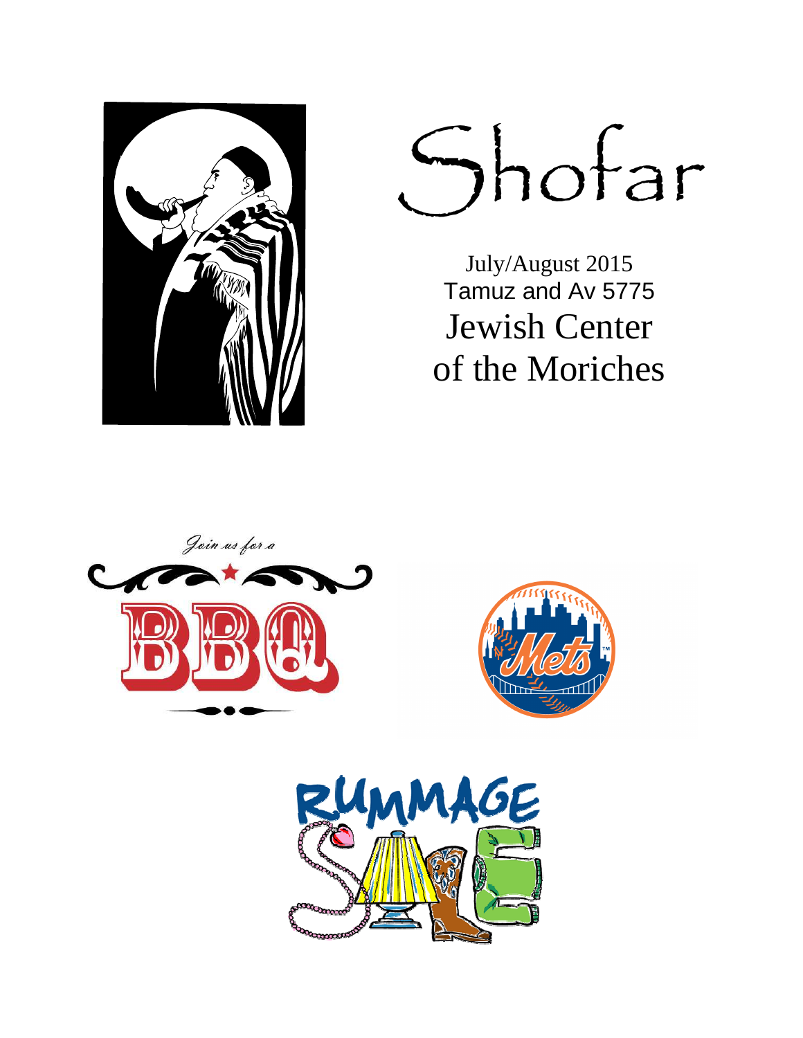# Shofar

July/August 2015
Tamuz and Av 5775

Jewish Center
of the Moriches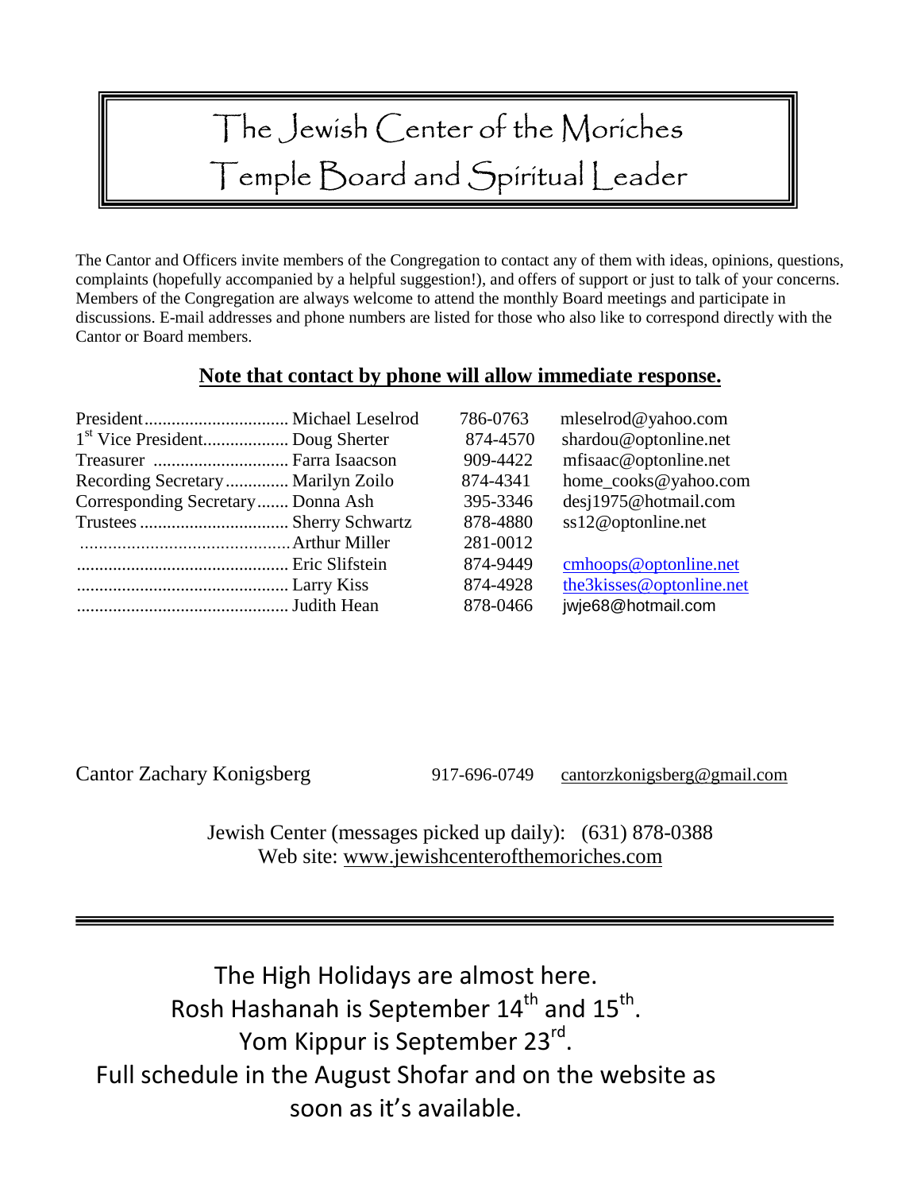# The Jewish Center of the Moriches
# Temple Board and Spiritual Leader

The Cantor and Officers invite members of the Congregation to contact any of them with ideas, opinions, questions, complaints (hopefully accompanied by a helpful suggestion!), and offers of support or just to talk of your concerns. Members of the Congregation are always welcome to attend the monthly Board meetings and participate in discussions. E-mail addresses and phone numbers are listed for those who also like to correspond directly with the Cantor or Board members.

**<u>Note that contact by phone will allow immediate response.</u>**

| Position | Name | Phone | E-mail |
|---|---|---|---|
| President | Michael Leselrod | 786-0763 | mleselrod@yahoo.com |
| 1st Vice President | Doug Sherter | 874-4570 | shardou@optonline.net |
| Treasurer | Farra Isaacson | 909-4422 | mfisaac@optonline.net |
| Recording Secretary | Marilyn Zoilo | 874-4341 | home_cooks@yahoo.com |
| Corresponding Secretary | Donna Ash | 395-3346 | desj1975@hotmail.com |
| Trustees | Sherry Schwartz | 878-4880 | ss12@optonline.net |
| | Arthur Miller | 281-0012 | |
| | Eric Slifstein | 874-9449 | cmhoops@optonline.net |
| | Larry Kiss | 874-4928 | the3kisses@optonline.net |
| | Judith Hean | 878-0466 | jwje68@hotmail.com |

Cantor Zachary Konigsberg 917-696-0749 cantorzkonigsberg@gmail.com

Jewish Center (messages picked up daily): (631) 878-0388
Web site: www.jewishcenterofthemoriches.com

---

The High Holidays are almost here.
Rosh Hashanah is September 14th and 15th.
Yom Kippur is September 23rd.
Full schedule in the August Shofar and on the website as soon as it's available.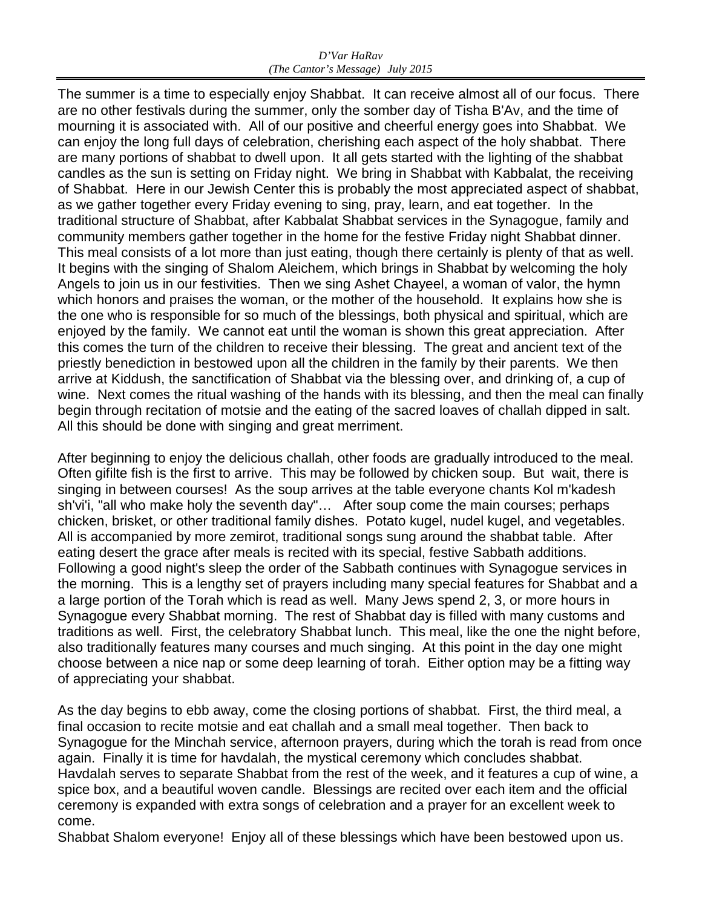*D'Var HaRav*
*(The Cantor's Message) July 2015*

---

The summer is a time to especially enjoy Shabbat. It can receive almost all of our focus. There are no other festivals during the summer, only the somber day of Tisha B'Av, and the time of mourning it is associated with. All of our positive and cheerful energy goes into Shabbat. We can enjoy the long full days of celebration, cherishing each aspect of the holy shabbat. There are many portions of shabbat to dwell upon. It all gets started with the lighting of the shabbat candles as the sun is setting on Friday night. We bring in Shabbat with Kabbalat, the receiving of Shabbat. Here in our Jewish Center this is probably the most appreciated aspect of shabbat, as we gather together every Friday evening to sing, pray, learn, and eat together. In the traditional structure of Shabbat, after Kabbalat Shabbat services in the Synagogue, family and community members gather together in the home for the festive Friday night Shabbat dinner. This meal consists of a lot more than just eating, though there certainly is plenty of that as well. It begins with the singing of Shalom Aleichem, which brings in Shabbat by welcoming the holy Angels to join us in our festivities. Then we sing Ashet Chayeel, a woman of valor, the hymn which honors and praises the woman, or the mother of the household. It explains how she is the one who is responsible for so much of the blessings, both physical and spiritual, which are enjoyed by the family. We cannot eat until the woman is shown this great appreciation. After this comes the turn of the children to receive their blessing. The great and ancient text of the priestly benediction in bestowed upon all the children in the family by their parents. We then arrive at Kiddush, the sanctification of Shabbat via the blessing over, and drinking of, a cup of wine. Next comes the ritual washing of the hands with its blessing, and then the meal can finally begin through recitation of motsie and the eating of the sacred loaves of challah dipped in salt. All this should be done with singing and great merriment.

After beginning to enjoy the delicious challah, other foods are gradually introduced to the meal. Often gifilte fish is the first to arrive. This may be followed by chicken soup. But wait, there is singing in between courses! As the soup arrives at the table everyone chants Kol m'kadesh sh'vi'i, "all who make holy the seventh day"… After soup come the main courses; perhaps chicken, brisket, or other traditional family dishes. Potato kugel, nudel kugel, and vegetables. All is accompanied by more zemirot, traditional songs sung around the shabbat table. After eating desert the grace after meals is recited with its special, festive Sabbath additions. Following a good night's sleep the order of the Sabbath continues with Synagogue services in the morning. This is a lengthy set of prayers including many special features for Shabbat and a a large portion of the Torah which is read as well. Many Jews spend 2, 3, or more hours in Synagogue every Shabbat morning. The rest of Shabbat day is filled with many customs and traditions as well. First, the celebratory Shabbat lunch. This meal, like the one the night before, also traditionally features many courses and much singing. At this point in the day one might choose between a nice nap or some deep learning of torah. Either option may be a fitting way of appreciating your shabbat.

As the day begins to ebb away, come the closing portions of shabbat. First, the third meal, a final occasion to recite motsie and eat challah and a small meal together. Then back to Synagogue for the Minchah service, afternoon prayers, during which the torah is read from once again. Finally it is time for havdalah, the mystical ceremony which concludes shabbat. Havdalah serves to separate Shabbat from the rest of the week, and it features a cup of wine, a spice box, and a beautiful woven candle. Blessings are recited over each item and the official ceremony is expanded with extra songs of celebration and a prayer for an excellent week to come.

Shabbat Shalom everyone! Enjoy all of these blessings which have been bestowed upon us.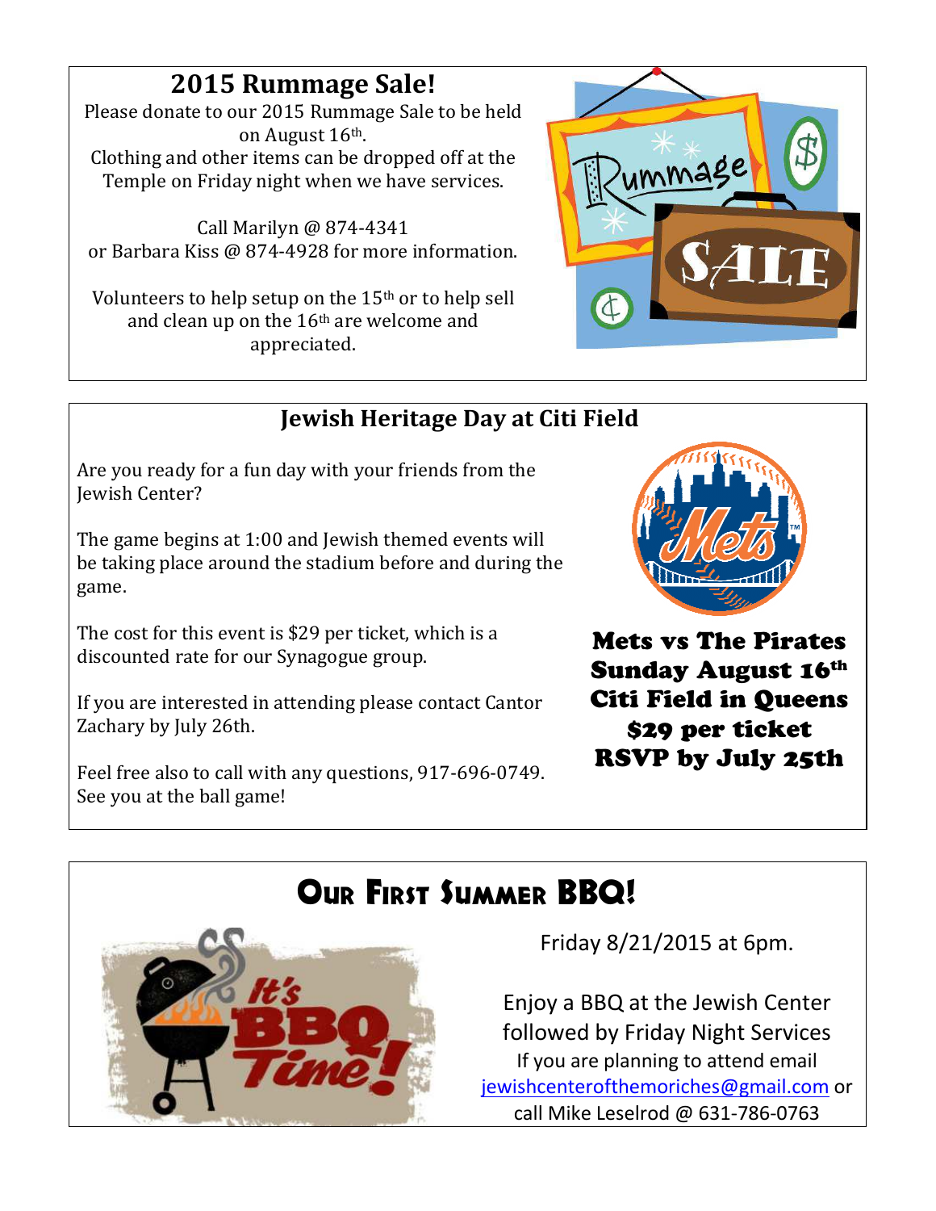## 2015 Rummage Sale!

Please donate to our 2015 Rummage Sale to be held on August 16th.
Clothing and other items can be dropped off at the Temple on Friday night when we have services.

Call Marilyn @ 874-4341
or Barbara Kiss @ 874-4928 for more information.

Volunteers to help setup on the 15th or to help sell and clean up on the 16th are welcome and appreciated.

## Jewish Heritage Day at Citi Field

Are you ready for a fun day with your friends from the Jewish Center?

The game begins at 1:00 and Jewish themed events will be taking place around the stadium before and during the game.

The cost for this event is $29 per ticket, which is a discounted rate for our Synagogue group.

If you are interested in attending please contact Cantor Zachary by July 26th.

Feel free also to call with any questions, 917-696-0749.
See you at the ball game!

**Mets vs The Pirates**
**Sunday August 16th**
**Citi Field in Queens**
**$29 per ticket**
**RSVP by July 25th**

## Our First Summer BBQ!

Friday 8/21/2015 at 6pm.

Enjoy a BBQ at the Jewish Center followed by Friday Night Services
If you are planning to attend email jewishcenterofthemoriches@gmail.com or call Mike Leselrod @ 631-786-0763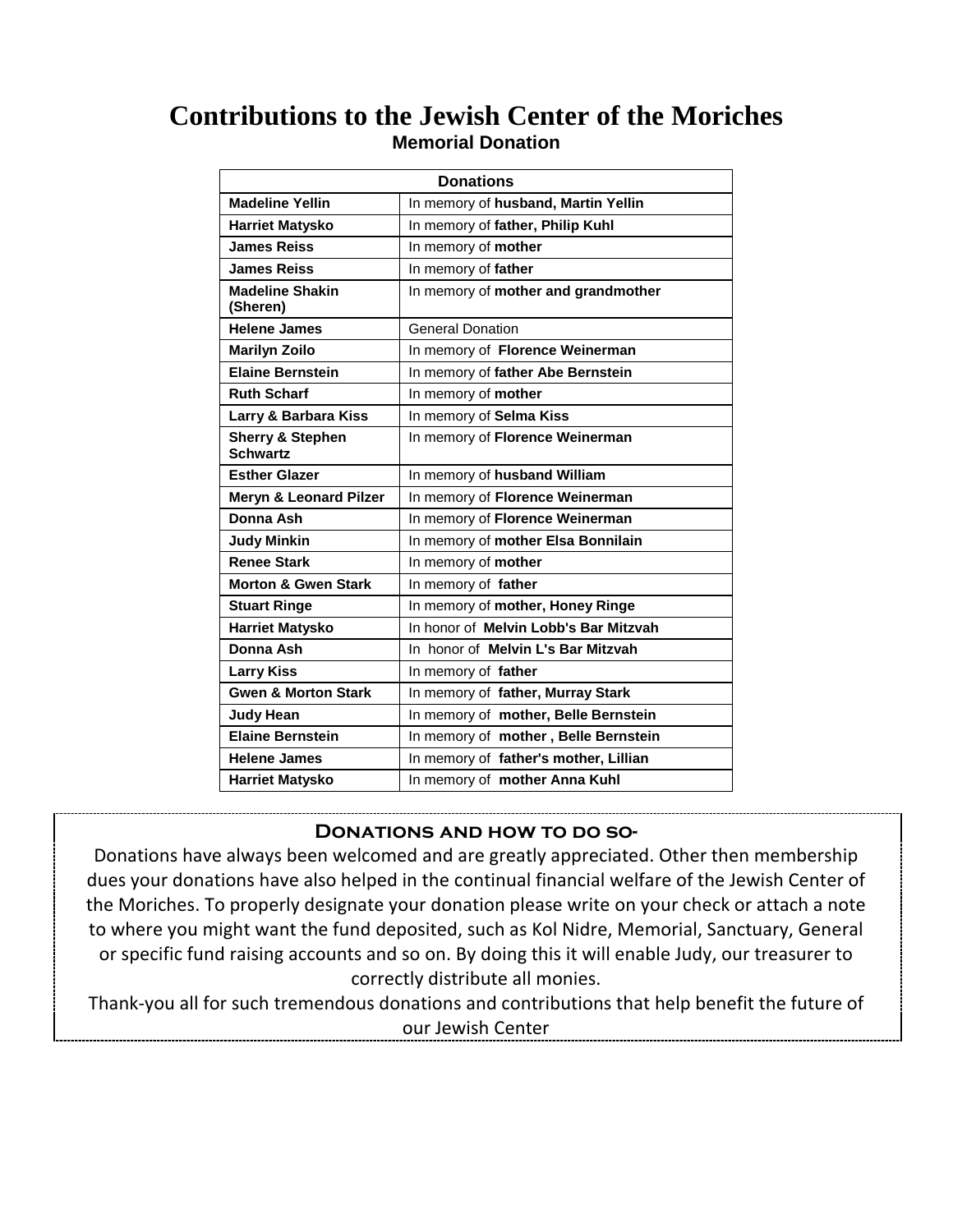# Contributions to the Jewish Center of the Moriches

## Memorial Donation

| Donations | |
|---|---|
| **Madeline Yellin** | In memory of **husband, Martin Yellin** |
| **Harriet Matysko** | In memory of **father, Philip Kuhl** |
| **James Reiss** | In memory of **mother** |
| **James Reiss** | In memory of **father** |
| **Madeline Shakin (Sheren)** | In memory of **mother and grandmother** |
| **Helene James** | General Donation |
| **Marilyn Zoilo** | In memory of **Florence Weinerman** |
| **Elaine Bernstein** | In memory of **father Abe Bernstein** |
| **Ruth Scharf** | In memory of **mother** |
| **Larry & Barbara Kiss** | In memory of **Selma Kiss** |
| **Sherry & Stephen Schwartz** | In memory of **Florence Weinerman** |
| **Esther Glazer** | In memory of **husband William** |
| **Meryn & Leonard Pilzer** | In memory of **Florence Weinerman** |
| **Donna Ash** | In memory of **Florence Weinerman** |
| **Judy Minkin** | In memory of **mother Elsa Bonnilain** |
| **Renee Stark** | In memory of **mother** |
| **Morton & Gwen Stark** | In memory of **father** |
| **Stuart Ringe** | In memory of **mother, Honey Ringe** |
| **Harriet Matysko** | In honor of **Melvin Lobb's Bar Mitzvah** |
| **Donna Ash** | In honor of **Melvin L's Bar Mitzvah** |
| **Larry Kiss** | In memory of **father** |
| **Gwen & Morton Stark** | In memory of **father, Murray Stark** |
| **Judy Hean** | In memory of **mother, Belle Bernstein** |
| **Elaine Bernstein** | In memory of **mother , Belle Bernstein** |
| **Helene James** | In memory of **father's mother, Lillian** |
| **Harriet Matysko** | In memory of **mother Anna Kuhl** |

### Donations and how to do so-

Donations have always been welcomed and are greatly appreciated. Other then membership dues your donations have also helped in the continual financial welfare of the Jewish Center of the Moriches. To properly designate your donation please write on your check or attach a note to where you might want the fund deposited, such as Kol Nidre, Memorial, Sanctuary, General or specific fund raising accounts and so on. By doing this it will enable Judy, our treasurer to correctly distribute all monies.

Thank-you all for such tremendous donations and contributions that help benefit the future of our Jewish Center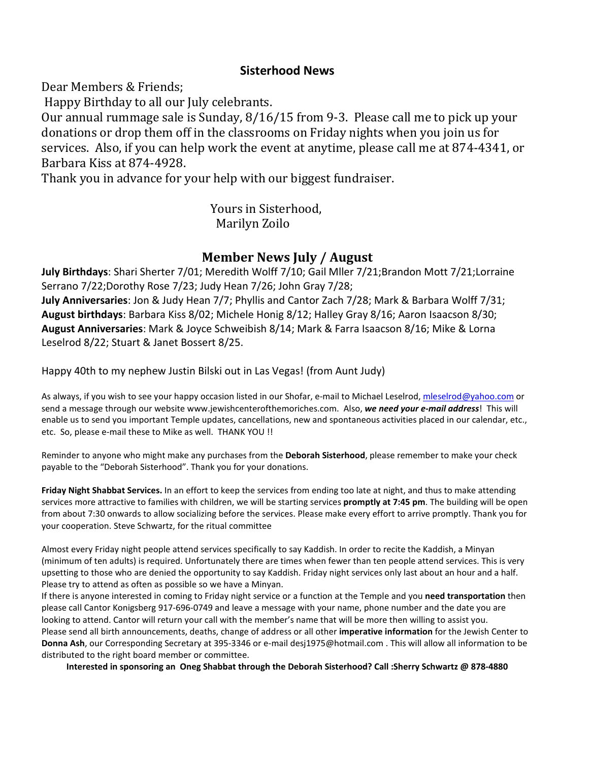## Sisterhood News

Dear Members & Friends;

Happy Birthday to all our July celebrants.

Our annual rummage sale is Sunday, 8/16/15 from 9-3. Please call me to pick up your donations or drop them off in the classrooms on Friday nights when you join us for services. Also, if you can help work the event at anytime, please call me at 874-4341, or Barbara Kiss at 874-4928.

Thank you in advance for your help with our biggest fundraiser.

Yours in Sisterhood,
Marilyn Zoilo

## Member News July / August

**July Birthdays**: Shari Sherter 7/01; Meredith Wolff 7/10; Gail Mller 7/21;Brandon Mott 7/21;Lorraine Serrano 7/22;Dorothy Rose 7/23; Judy Hean 7/26; John Gray 7/28;
**July Anniversaries**: Jon & Judy Hean 7/7; Phyllis and Cantor Zach 7/28; Mark & Barbara Wolff 7/31;
**August birthdays**: Barbara Kiss 8/02; Michele Honig 8/12; Halley Gray 8/16; Aaron Isaacson 8/30;
**August Anniversaries**: Mark & Joyce Schweibish 8/14; Mark & Farra Isaacson 8/16; Mike & Lorna Leselrod 8/22; Stuart & Janet Bossert 8/25.

Happy 40th to my nephew Justin Bilski out in Las Vegas! (from Aunt Judy)

As always, if you wish to see your happy occasion listed in our Shofar, e-mail to Michael Leselrod, mleselrod@yahoo.com or send a message through our website www.jewishcenterofthemoriches.com. Also, ***we need your e-mail address***! This will enable us to send you important Temple updates, cancellations, new and spontaneous activities placed in our calendar, etc., etc. So, please e-mail these to Mike as well. THANK YOU !!

Reminder to anyone who might make any purchases from the **Deborah Sisterhood**, please remember to make your check payable to the "Deborah Sisterhood". Thank you for your donations.

**Friday Night Shabbat Services.** In an effort to keep the services from ending too late at night, and thus to make attending services more attractive to families with children, we will be starting services **promptly at 7:45 pm**. The building will be open from about 7:30 onwards to allow socializing before the services. Please make every effort to arrive promptly. Thank you for your cooperation. Steve Schwartz, for the ritual committee

Almost every Friday night people attend services specifically to say Kaddish. In order to recite the Kaddish, a Minyan (minimum of ten adults) is required. Unfortunately there are times when fewer than ten people attend services. This is very upsetting to those who are denied the opportunity to say Kaddish. Friday night services only last about an hour and a half. Please try to attend as often as possible so we have a Minyan.

If there is anyone interested in coming to Friday night service or a function at the Temple and you **need transportation** then please call Cantor Konigsberg 917-696-0749 and leave a message with your name, phone number and the date you are looking to attend. Cantor will return your call with the member's name that will be more then willing to assist you.

Please send all birth announcements, deaths, change of address or all other **imperative information** for the Jewish Center to **Donna Ash**, our Corresponding Secretary at 395-3346 or e-mail desj1975@hotmail.com . This will allow all information to be distributed to the right board member or committee.

**Interested in sponsoring an Oneg Shabbat through the Deborah Sisterhood? Call :Sherry Schwartz @ 878-4880**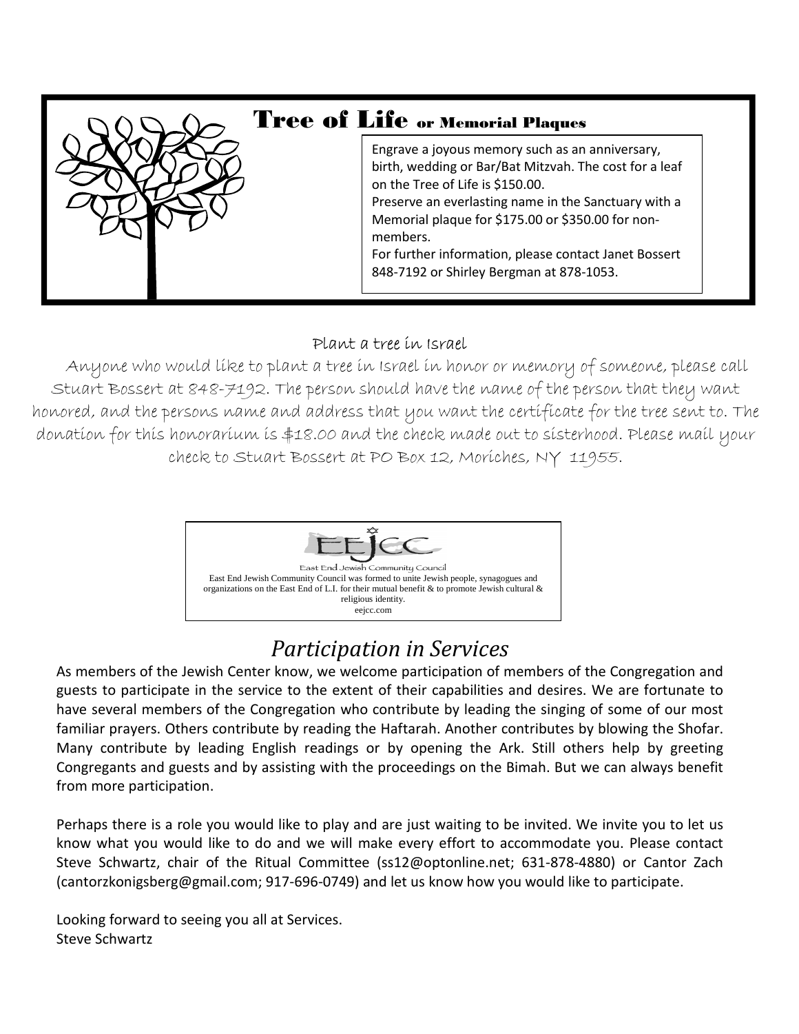## Tree of Life or Memorial Plaques

Engrave a joyous memory such as an anniversary, birth, wedding or Bar/Bat Mitzvah. The cost for a leaf on the Tree of Life is $150.00.

Preserve an everlasting name in the Sanctuary with a Memorial plaque for $175.00 or $350.00 for non-members.

For further information, please contact Janet Bossert 848-7192 or Shirley Bergman at 878-1053.

### Plant a tree in Israel

Anyone who would like to plant a tree in Israel in honor or memory of someone, please call Stuart Bossert at 848-7192. The person should have the name of the person that they want honored, and the persons name and address that you want the certificate for the tree sent to. The donation for this honorarium is $18.00 and the check made out to sisterhood. Please mail your check to Stuart Bossert at PO Box 12, Moriches, NY 11955.

EEJCC

East End Jewish Community Council

East End Jewish Community Council was formed to unite Jewish people, synagogues and organizations on the East End of L.I. for their mutual benefit & to promote Jewish cultural & religious identity.

eejcc.com

## *Participation in Services*

As members of the Jewish Center know, we welcome participation of members of the Congregation and guests to participate in the service to the extent of their capabilities and desires. We are fortunate to have several members of the Congregation who contribute by leading the singing of some of our most familiar prayers. Others contribute by reading the Haftarah. Another contributes by blowing the Shofar. Many contribute by leading English readings or by opening the Ark. Still others help by greeting Congregants and guests and by assisting with the proceedings on the Bimah. But we can always benefit from more participation.

Perhaps there is a role you would like to play and are just waiting to be invited. We invite you to let us know what you would like to do and we will make every effort to accommodate you. Please contact Steve Schwartz, chair of the Ritual Committee (ss12@optonline.net; 631-878-4880) or Cantor Zach (cantorzkonigsberg@gmail.com; 917-696-0749) and let us know how you would like to participate.

Looking forward to seeing you all at Services.
Steve Schwartz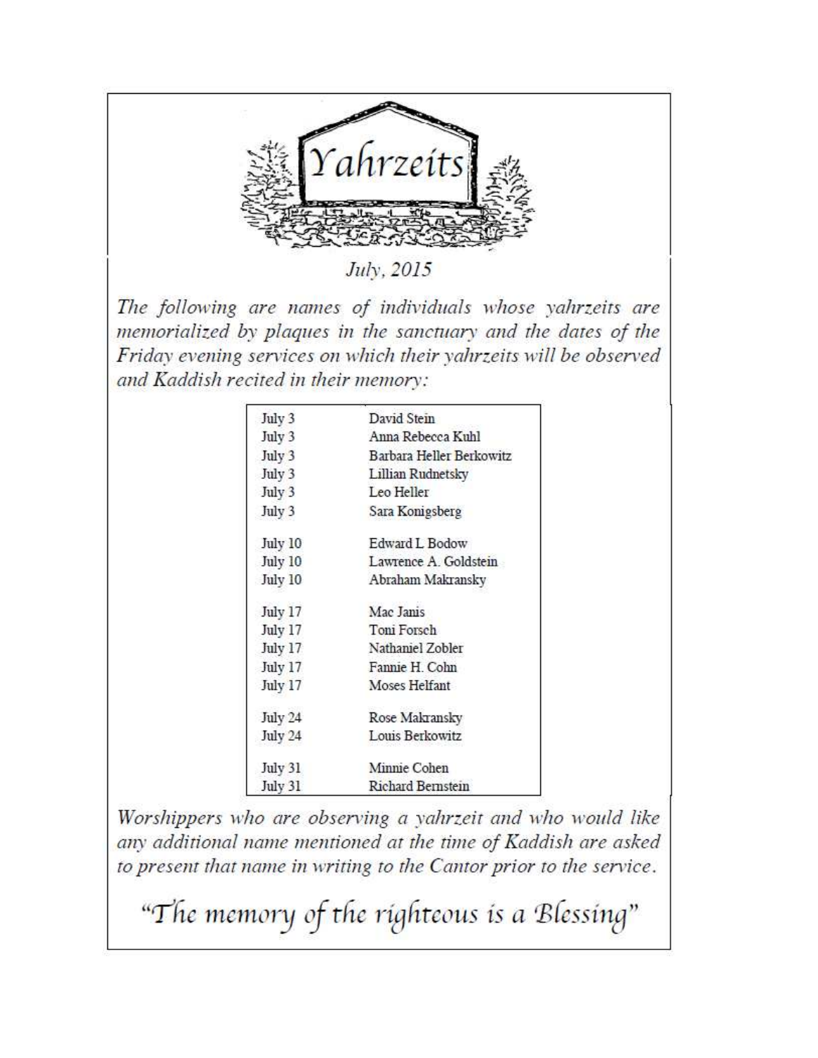# Yahrzeits

*July, 2015*

*The following are names of individuals whose yahrzeits are memorialized by plaques in the sanctuary and the dates of the Friday evening services on which their yahrzeits will be observed and Kaddish recited in their memory:*

| Date | Name |
|---|---|
| July 3 | David Stein |
| July 3 | Anna Rebecca Kuhl |
| July 3 | Barbara Heller Berkowitz |
| July 3 | Lillian Rudnetsky |
| July 3 | Leo Heller |
| July 3 | Sara Konigsberg |
| July 10 | Edward L Bodow |
| July 10 | Lawrence A. Goldstein |
| July 10 | Abraham Makransky |
| July 17 | Mac Janis |
| July 17 | Toni Forsch |
| July 17 | Nathaniel Zobler |
| July 17 | Fannie H. Cohn |
| July 17 | Moses Helfant |
| July 24 | Rose Makransky |
| July 24 | Louis Berkowitz |
| July 31 | Minnie Cohen |
| July 31 | Richard Bernstein |

*Worshippers who are observing a yahrzeit and who would like any additional name mentioned at the time of Kaddish are asked to present that name in writing to the Cantor prior to the service.*

"The memory of the righteous is a Blessing"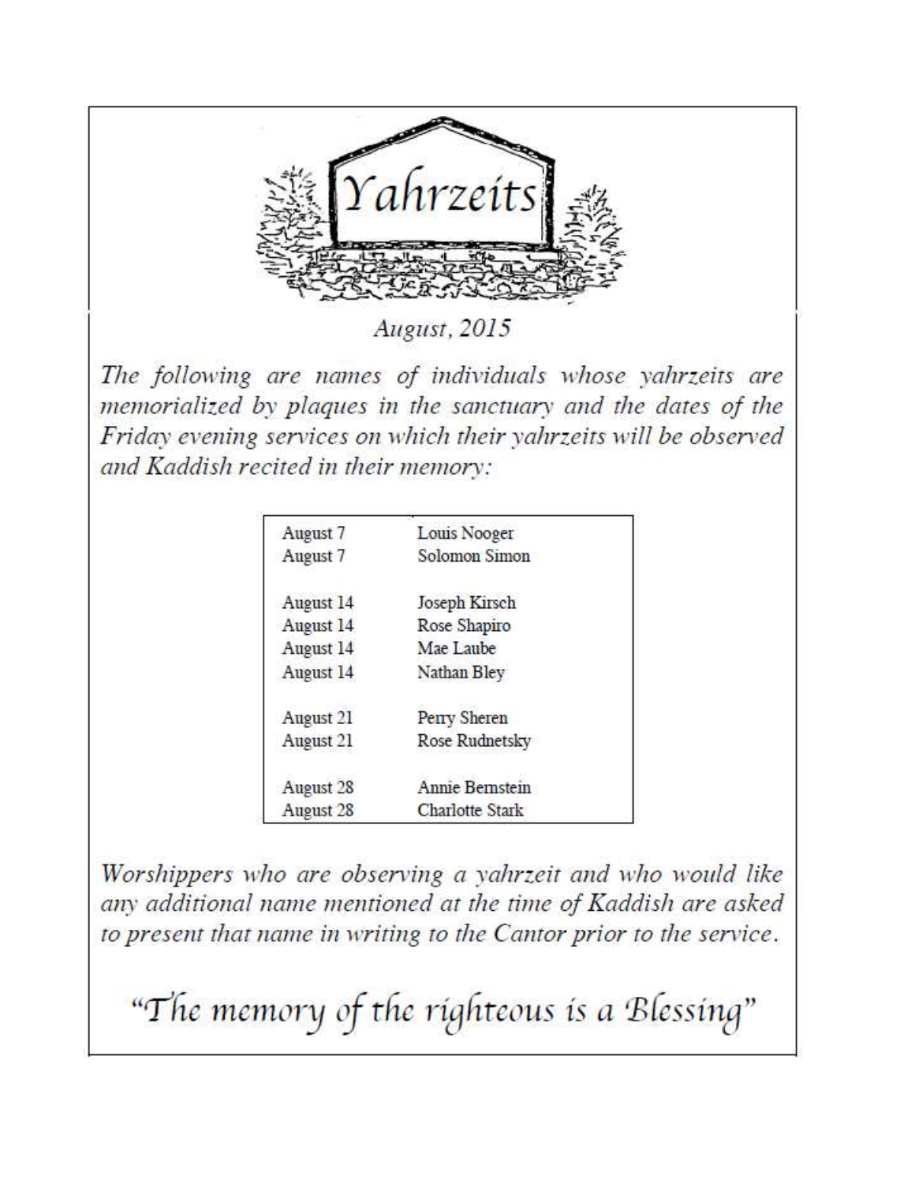# Yahrzeits

*August, 2015*

*The following are names of individuals whose yahrzeits are memorialized by plaques in the sanctuary and the dates of the Friday evening services on which their yahrzeits will be observed and Kaddish recited in their memory:*

| Date | Name |
|---|---|
| August 7 | Louis Nooger |
| August 7 | Solomon Simon |
| August 14 | Joseph Kirsch |
| August 14 | Rose Shapiro |
| August 14 | Mae Laube |
| August 14 | Nathan Bley |
| August 21 | Perry Sheren |
| August 21 | Rose Rudnetsky |
| August 28 | Annie Bernstein |
| August 28 | Charlotte Stark |

*Worshippers who are observing a yahrzeit and who would like any additional name mentioned at the time of Kaddish are asked to present that name in writing to the Cantor prior to the service.*

"The memory of the righteous is a Blessing"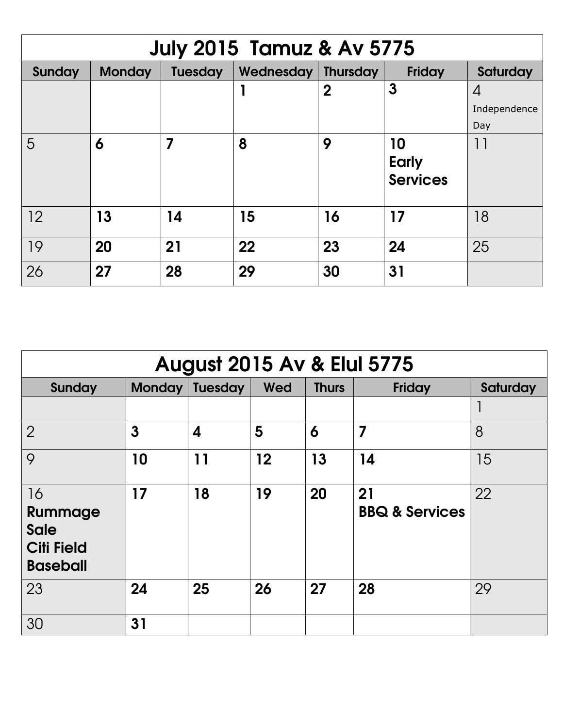## July 2015 Tamuz & Av 5775

| Sunday | Monday | Tuesday | Wednesday | Thursday | Friday | Saturday |
|---|---|---|---|---|---|---|
| | | | 1 | 2 | 3 | 4 Independence Day |
| 5 | 6 | 7 | 8 | 9 | 10 Early Services | 11 |
| 12 | 13 | 14 | 15 | 16 | 17 | 18 |
| 19 | 20 | 21 | 22 | 23 | 24 | 25 |
| 26 | 27 | 28 | 29 | 30 | 31 | |

## August 2015 Av & Elul 5775

| Sunday | Monday | Tuesday | Wed | Thurs | Friday | Saturday |
|---|---|---|---|---|---|---|
| | | | | | | 1 |
| 2 | 3 | 4 | 5 | 6 | 7 | 8 |
| 9 | 10 | 11 | 12 | 13 | 14 | 15 |
| 16 Rummage Sale Citi Field Baseball | 17 | 18 | 19 | 20 | 21 BBQ & Services | 22 |
| 23 | 24 | 25 | 26 | 27 | 28 | 29 |
| 30 | 31 | | | | | |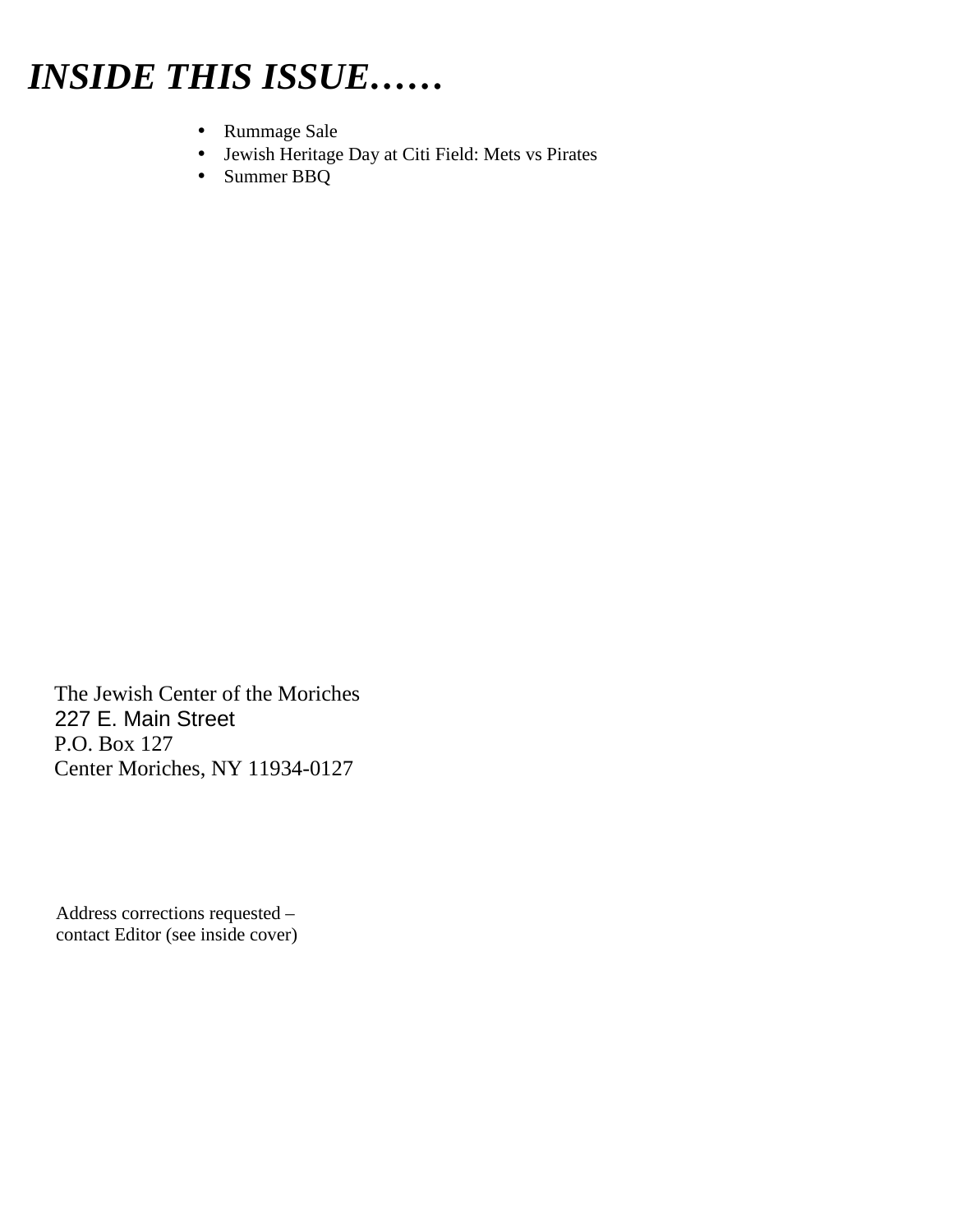# *INSIDE THIS ISSUE……*

- Rummage Sale
- Jewish Heritage Day at Citi Field: Mets vs Pirates
- Summer BBQ

The Jewish Center of the Moriches
227 E. Main Street
P.O. Box 127
Center Moriches, NY 11934-0127

Address corrections requested –
contact Editor (see inside cover)